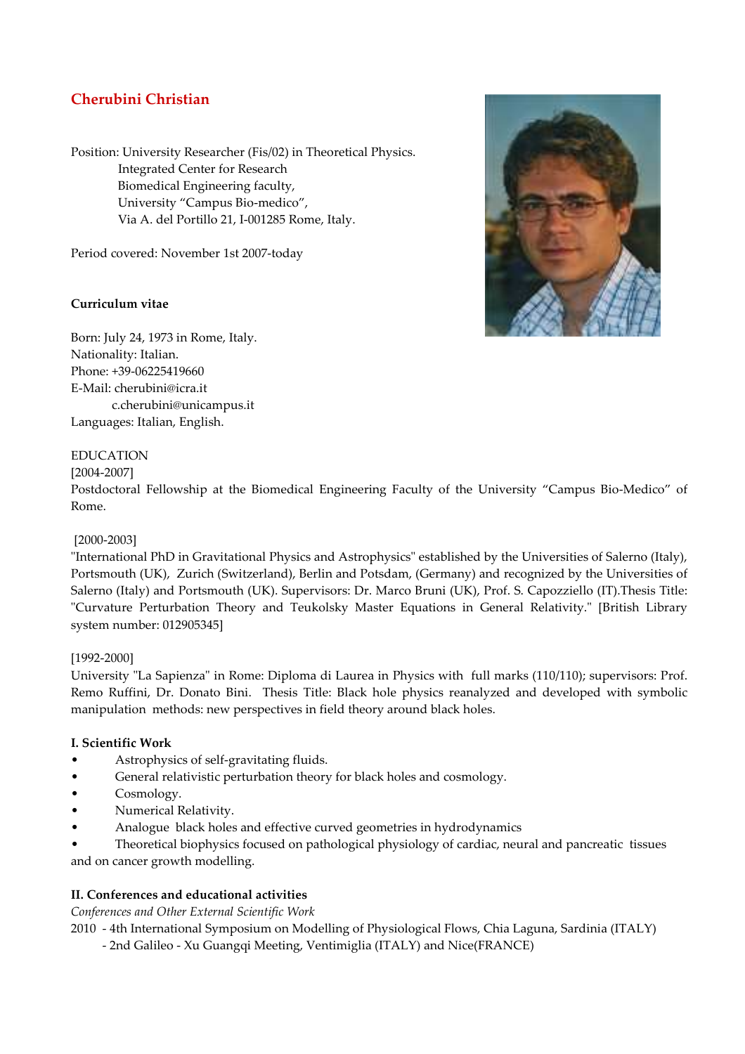## Cherubini Christian

Position: University Researcher (Fis/02) in Theoretical Physics.
Integrated Center for Research
Biomedical Engineering faculty,
University "Campus Bio-medico",
Via A. del Portillo 21, I-001285 Rome, Italy.

Period covered: November 1st 2007-today

**Curriculum vitae**

Born: July 24, 1973 in Rome, Italy.
Nationality: Italian.
Phone: +39-06225419660
E-Mail: cherubini@icra.it
c.cherubini@unicampus.it
Languages: Italian, English.

EDUCATION

[2004-2007]
Postdoctoral Fellowship at the Biomedical Engineering Faculty of the University "Campus Bio-Medico" of Rome.

[2000-2003]
"International PhD in Gravitational Physics and Astrophysics" established by the Universities of Salerno (Italy), Portsmouth (UK), Zurich (Switzerland), Berlin and Potsdam, (Germany) and recognized by the Universities of Salerno (Italy) and Portsmouth (UK). Supervisors: Dr. Marco Bruni (UK), Prof. S. Capozziello (IT).Thesis Title: "Curvature Perturbation Theory and Teukolsky Master Equations in General Relativity." [British Library system number: 012905345]

[1992-2000]
University "La Sapienza" in Rome: Diploma di Laurea in Physics with full marks (110/110); supervisors: Prof. Remo Ruffini, Dr. Donato Bini. Thesis Title: Black hole physics reanalyzed and developed with symbolic manipulation methods: new perspectives in field theory around black holes.

**I. Scientific Work**

- Astrophysics of self-gravitating fluids.
- General relativistic perturbation theory for black holes and cosmology.
- Cosmology.
- Numerical Relativity.
- Analogue black holes and effective curved geometries in hydrodynamics
- Theoretical biophysics focused on pathological physiology of cardiac, neural and pancreatic tissues and on cancer growth modelling.

**II. Conferences and educational activities**

*Conferences and Other External Scientific Work*

2010 - 4th International Symposium on Modelling of Physiological Flows, Chia Laguna, Sardinia (ITALY)
- 2nd Galileo - Xu Guangqi Meeting, Ventimiglia (ITALY) and Nice(FRANCE)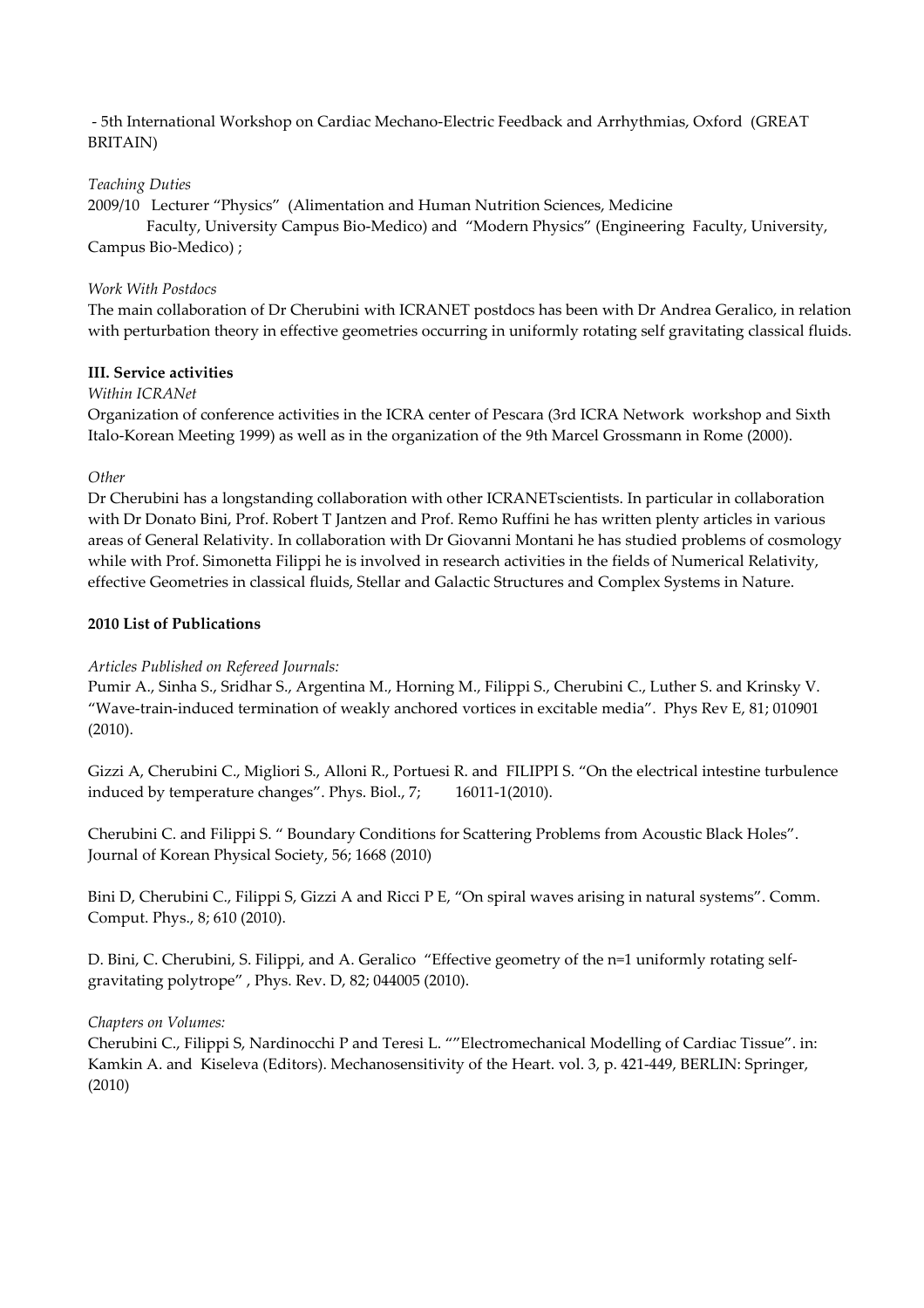- 5th International Workshop on Cardiac Mechano-Electric Feedback and Arrhythmias, Oxford (GREAT BRITAIN)

*Teaching Duties*

2009/10 Lecturer “Physics” (Alimentation and Human Nutrition Sciences, Medicine Faculty, University Campus Bio-Medico) and “Modern Physics” (Engineering Faculty, University, Campus Bio-Medico) ;

*Work With Postdocs*

The main collaboration of Dr Cherubini with ICRANET postdocs has been with Dr Andrea Geralico, in relation with perturbation theory in effective geometries occurring in uniformly rotating self gravitating classical fluids.

**III. Service activities**

*Within ICRANet*

Organization of conference activities in the ICRA center of Pescara (3rd ICRA Network workshop and Sixth Italo-Korean Meeting 1999) as well as in the organization of the 9th Marcel Grossmann in Rome (2000).

*Other*

Dr Cherubini has a longstanding collaboration with other ICRANETscientists. In particular in collaboration with Dr Donato Bini, Prof. Robert T Jantzen and Prof. Remo Ruffini he has written plenty articles in various areas of General Relativity. In collaboration with Dr Giovanni Montani he has studied problems of cosmology while with Prof. Simonetta Filippi he is involved in research activities in the fields of Numerical Relativity, effective Geometries in classical fluids, Stellar and Galactic Structures and Complex Systems in Nature.

**2010 List of Publications**

*Articles Published on Refereed Journals:*

Pumir A., Sinha S., Sridhar S., Argentina M., Horning M., Filippi S., Cherubini C., Luther S. and Krinsky V. “Wave-train-induced termination of weakly anchored vortices in excitable media”. Phys Rev E, 81; 010901 (2010).

Gizzi A, Cherubini C., Migliori S., Alloni R., Portuesi R. and FILIPPI S. “On the electrical intestine turbulence induced by temperature changes”. Phys. Biol., 7; 16011-1(2010).

Cherubini C. and Filippi S. “ Boundary Conditions for Scattering Problems from Acoustic Black Holes”. Journal of Korean Physical Society, 56; 1668 (2010)

Bini D, Cherubini C., Filippi S, Gizzi A and Ricci P E, “On spiral waves arising in natural systems”. Comm. Comput. Phys., 8; 610 (2010).

D. Bini, C. Cherubini, S. Filippi, and A. Geralico “Effective geometry of the n=1 uniformly rotating self-gravitating polytrope” , Phys. Rev. D, 82; 044005 (2010).

*Chapters on Volumes:*

Cherubini C., Filippi S, Nardinocchi P and Teresi L. “”Electromechanical Modelling of Cardiac Tissue”. in: Kamkin A. and Kiseleva (Editors). Mechanosensitivity of the Heart. vol. 3, p. 421-449, BERLIN: Springer, (2010)